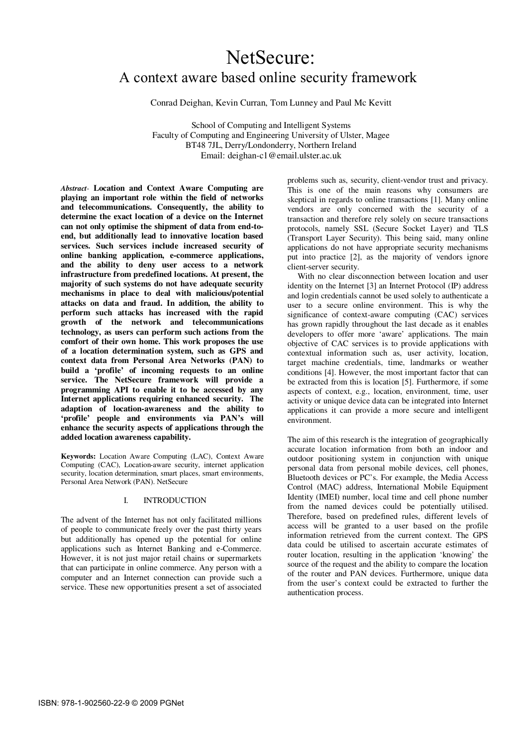# NetSecure:
## A context aware based online security framework

Conrad Deighan, Kevin Curran, Tom Lunney and Paul Mc Kevitt

School of Computing and Intelligent Systems
Faculty of Computing and Engineering University of Ulster, Magee
BT48 7JL, Derry/Londonderry, Northern Ireland
Email: deighan-c1@email.ulster.ac.uk

***Abstract*- Location and Context Aware Computing are playing an important role within the field of networks and telecommunications. Consequently, the ability to determine the exact location of a device on the Internet can not only optimise the shipment of data from end-to-end, but additionally lead to innovative location based services. Such services include increased security of online banking application, e-commerce applications, and the ability to deny user access to a network infrastructure from predefined locations. At present, the majority of such systems do not have adequate security mechanisms in place to deal with malicious/potential attacks on data and fraud. In addition, the ability to perform such attacks has increased with the rapid growth of the network and telecommunications technology, as users can perform such actions from the comfort of their own home. This work proposes the use of a location determination system, such as GPS and context data from Personal Area Networks (PAN) to build a 'profile' of incoming requests to an online service. The NetSecure framework will provide a programming API to enable it to be accessed by any Internet applications requiring enhanced security. The adaption of location-awareness and the ability to 'profile' people and environments via PAN's will enhance the security aspects of applications through the added location awareness capability.**

**Keywords:** Location Aware Computing (LAC), Context Aware Computing (CAC), Location-aware security, internet application security, location determination, smart places, smart environments, Personal Area Network (PAN). NetSecure

## I. INTRODUCTION

The advent of the Internet has not only facilitated millions of people to communicate freely over the past thirty years but additionally has opened up the potential for online applications such as Internet Banking and e-Commerce. However, it is not just major retail chains or supermarkets that can participate in online commerce. Any person with a computer and an Internet connection can provide such a service. These new opportunities present a set of associated problems such as, security, client-vendor trust and privacy. This is one of the main reasons why consumers are skeptical in regards to online transactions [1]. Many online vendors are only concerned with the security of a transaction and therefore rely solely on secure transactions protocols, namely SSL (Secure Socket Layer) and TLS (Transport Layer Security). This being said, many online applications do not have appropriate security mechanisms put into practice [2], as the majority of vendors ignore client-server security.

With no clear disconnection between location and user identity on the Internet [3] an Internet Protocol (IP) address and login credentials cannot be used solely to authenticate a user to a secure online environment. This is why the significance of context-aware computing (CAC) services has grown rapidly throughout the last decade as it enables developers to offer more 'aware' applications. The main objective of CAC services is to provide applications with contextual information such as, user activity, location, target machine credentials, time, landmarks or weather conditions [4]. However, the most important factor that can be extracted from this is location [5]. Furthermore, if some aspects of context, e.g., location, environment, time, user activity or unique device data can be integrated into Internet applications it can provide a more secure and intelligent environment.

The aim of this research is the integration of geographically accurate location information from both an indoor and outdoor positioning system in conjunction with unique personal data from personal mobile devices, cell phones, Bluetooth devices or PC's. For example, the Media Access Control (MAC) address, International Mobile Equipment Identity (IMEI) number, local time and cell phone number from the named devices could be potentially utilised. Therefore, based on predefined rules, different levels of access will be granted to a user based on the profile information retrieved from the current context. The GPS data could be utilised to ascertain accurate estimates of router location, resulting in the application 'knowing' the source of the request and the ability to compare the location of the router and PAN devices. Furthermore, unique data from the user's context could be extracted to further the authentication process.

ISBN: 978-1-902560-22-9 © 2009 PGNet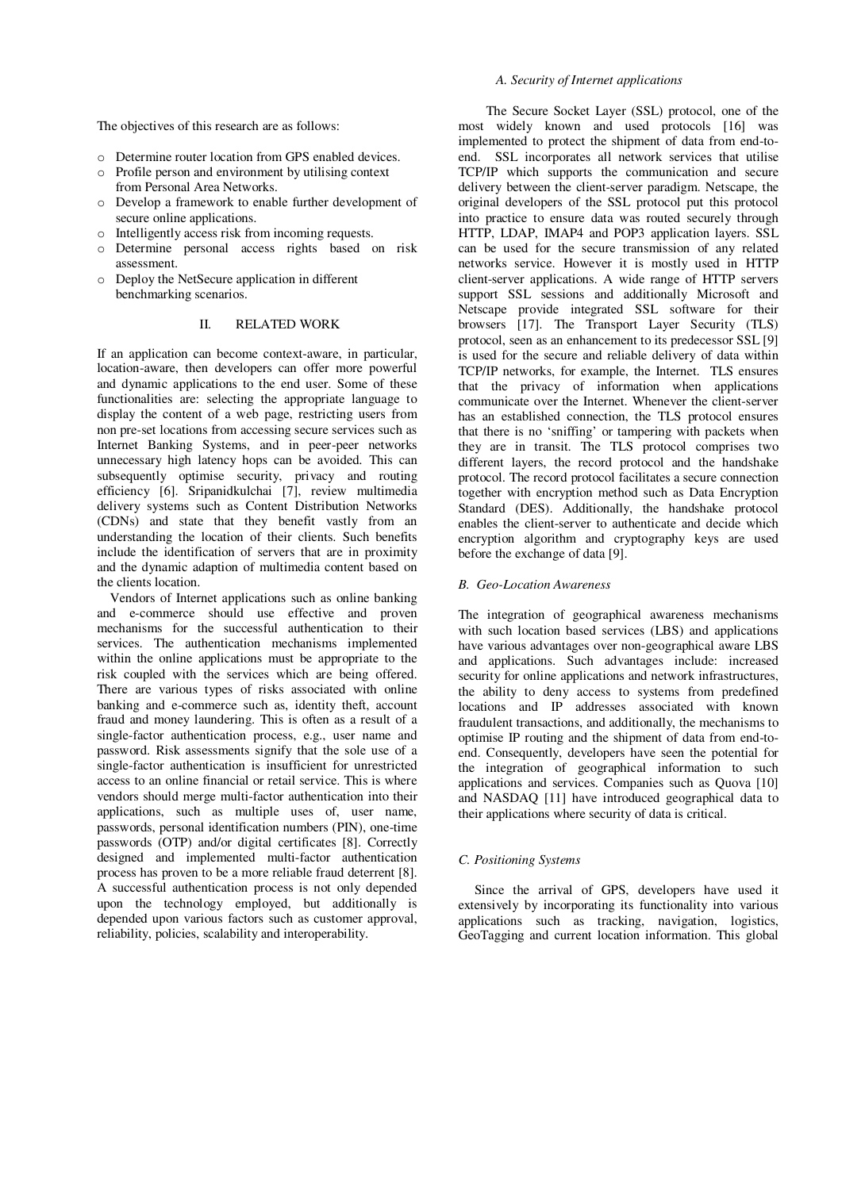The objectives of this research are as follows:

- Determine router location from GPS enabled devices.
- Profile person and environment by utilising context from Personal Area Networks.
- Develop a framework to enable further development of secure online applications.
- Intelligently access risk from incoming requests.
- Determine personal access rights based on risk assessment.
- Deploy the NetSecure application in different benchmarking scenarios.

## II. RELATED WORK

If an application can become context-aware, in particular, location-aware, then developers can offer more powerful and dynamic applications to the end user. Some of these functionalities are: selecting the appropriate language to display the content of a web page, restricting users from non pre-set locations from accessing secure services such as Internet Banking Systems, and in peer-peer networks unnecessary high latency hops can be avoided. This can subsequently optimise security, privacy and routing efficiency [6]. Sripanidkulchai [7], review multimedia delivery systems such as Content Distribution Networks (CDNs) and state that they benefit vastly from an understanding the location of their clients. Such benefits include the identification of servers that are in proximity and the dynamic adaption of multimedia content based on the clients location.

Vendors of Internet applications such as online banking and e-commerce should use effective and proven mechanisms for the successful authentication to their services. The authentication mechanisms implemented within the online applications must be appropriate to the risk coupled with the services which are being offered. There are various types of risks associated with online banking and e-commerce such as, identity theft, account fraud and money laundering. This is often as a result of a single-factor authentication process, e.g., user name and password. Risk assessments signify that the sole use of a single-factor authentication is insufficient for unrestricted access to an online financial or retail service. This is where vendors should merge multi-factor authentication into their applications, such as multiple uses of, user name, passwords, personal identification numbers (PIN), one-time passwords (OTP) and/or digital certificates [8]. Correctly designed and implemented multi-factor authentication process has proven to be a more reliable fraud deterrent [8]. A successful authentication process is not only depended upon the technology employed, but additionally is depended upon various factors such as customer approval, reliability, policies, scalability and interoperability.

### *A. Security of Internet applications*

The Secure Socket Layer (SSL) protocol, one of the most widely known and used protocols [16] was implemented to protect the shipment of data from end-to-end. SSL incorporates all network services that utilise TCP/IP which supports the communication and secure delivery between the client-server paradigm. Netscape, the original developers of the SSL protocol put this protocol into practice to ensure data was routed securely through HTTP, LDAP, IMAP4 and POP3 application layers. SSL can be used for the secure transmission of any related networks service. However it is mostly used in HTTP client-server applications. A wide range of HTTP servers support SSL sessions and additionally Microsoft and Netscape provide integrated SSL software for their browsers [17]. The Transport Layer Security (TLS) protocol, seen as an enhancement to its predecessor SSL [9] is used for the secure and reliable delivery of data within TCP/IP networks, for example, the Internet. TLS ensures that the privacy of information when applications communicate over the Internet. Whenever the client-server has an established connection, the TLS protocol ensures that there is no 'sniffing' or tampering with packets when they are in transit. The TLS protocol comprises two different layers, the record protocol and the handshake protocol. The record protocol facilitates a secure connection together with encryption method such as Data Encryption Standard (DES). Additionally, the handshake protocol enables the client-server to authenticate and decide which encryption algorithm and cryptography keys are used before the exchange of data [9].

### *B. Geo-Location Awareness*

The integration of geographical awareness mechanisms with such location based services (LBS) and applications have various advantages over non-geographical aware LBS and applications. Such advantages include: increased security for online applications and network infrastructures, the ability to deny access to systems from predefined locations and IP addresses associated with known fraudulent transactions, and additionally, the mechanisms to optimise IP routing and the shipment of data from end-to-end. Consequently, developers have seen the potential for the integration of geographical information to such applications and services. Companies such as Quova [10] and NASDAQ [11] have introduced geographical data to their applications where security of data is critical.

### *C. Positioning Systems*

Since the arrival of GPS, developers have used it extensively by incorporating its functionality into various applications such as tracking, navigation, logistics, GeoTagging and current location information. This global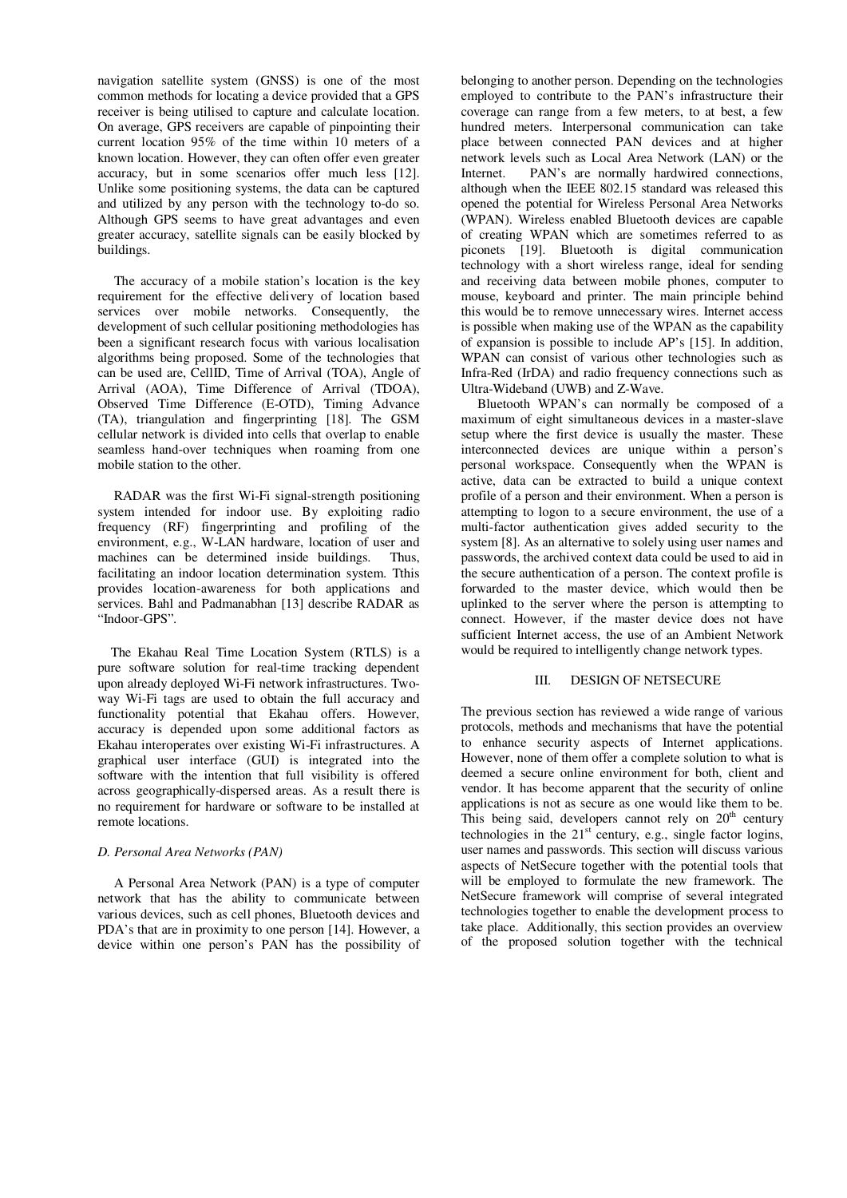navigation satellite system (GNSS) is one of the most common methods for locating a device provided that a GPS receiver is being utilised to capture and calculate location. On average, GPS receivers are capable of pinpointing their current location 95% of the time within 10 meters of a known location. However, they can often offer even greater accuracy, but in some scenarios offer much less [12]. Unlike some positioning systems, the data can be captured and utilized by any person with the technology to-do so. Although GPS seems to have great advantages and even greater accuracy, satellite signals can be easily blocked by buildings.

The accuracy of a mobile station's location is the key requirement for the effective delivery of location based services over mobile networks. Consequently, the development of such cellular positioning methodologies has been a significant research focus with various localisation algorithms being proposed. Some of the technologies that can be used are, CellID, Time of Arrival (TOA), Angle of Arrival (AOA), Time Difference of Arrival (TDOA), Observed Time Difference (E-OTD), Timing Advance (TA), triangulation and fingerprinting [18]. The GSM cellular network is divided into cells that overlap to enable seamless hand-over techniques when roaming from one mobile station to the other.

RADAR was the first Wi-Fi signal-strength positioning system intended for indoor use. By exploiting radio frequency (RF) fingerprinting and profiling of the environment, e.g., W-LAN hardware, location of user and machines can be determined inside buildings. Thus, facilitating an indoor location determination system. Tthis provides location-awareness for both applications and services. Bahl and Padmanabhan [13] describe RADAR as "Indoor-GPS".

The Ekahau Real Time Location System (RTLS) is a pure software solution for real-time tracking dependent upon already deployed Wi-Fi network infrastructures. Two-way Wi-Fi tags are used to obtain the full accuracy and functionality potential that Ekahau offers. However, accuracy is depended upon some additional factors as Ekahau interoperates over existing Wi-Fi infrastructures. A graphical user interface (GUI) is integrated into the software with the intention that full visibility is offered across geographically-dispersed areas. As a result there is no requirement for hardware or software to be installed at remote locations.

### *D. Personal Area Networks (PAN)*

A Personal Area Network (PAN) is a type of computer network that has the ability to communicate between various devices, such as cell phones, Bluetooth devices and PDA's that are in proximity to one person [14]. However, a device within one person's PAN has the possibility of belonging to another person. Depending on the technologies employed to contribute to the PAN's infrastructure their coverage can range from a few meters, to at best, a few hundred meters. Interpersonal communication can take place between connected PAN devices and at higher network levels such as Local Area Network (LAN) or the Internet. PAN's are normally hardwired connections, although when the IEEE 802.15 standard was released this opened the potential for Wireless Personal Area Networks (WPAN). Wireless enabled Bluetooth devices are capable of creating WPAN which are sometimes referred to as piconets [19]. Bluetooth is digital communication technology with a short wireless range, ideal for sending and receiving data between mobile phones, computer to mouse, keyboard and printer. The main principle behind this would be to remove unnecessary wires. Internet access is possible when making use of the WPAN as the capability of expansion is possible to include AP's [15]. In addition, WPAN can consist of various other technologies such as Infra-Red (IrDA) and radio frequency connections such as Ultra-Wideband (UWB) and Z-Wave.

Bluetooth WPAN's can normally be composed of a maximum of eight simultaneous devices in a master-slave setup where the first device is usually the master. These interconnected devices are unique within a person's personal workspace. Consequently when the WPAN is active, data can be extracted to build a unique context profile of a person and their environment. When a person is attempting to logon to a secure environment, the use of a multi-factor authentication gives added security to the system [8]. As an alternative to solely using user names and passwords, the archived context data could be used to aid in the secure authentication of a person. The context profile is forwarded to the master device, which would then be uplinked to the server where the person is attempting to connect. However, if the master device does not have sufficient Internet access, the use of an Ambient Network would be required to intelligently change network types.

## III. DESIGN OF NETSECURE

The previous section has reviewed a wide range of various protocols, methods and mechanisms that have the potential to enhance security aspects of Internet applications. However, none of them offer a complete solution to what is deemed a secure online environment for both, client and vendor. It has become apparent that the security of online applications is not as secure as one would like them to be. This being said, developers cannot rely on 20th century technologies in the 21st century, e.g., single factor logins, user names and passwords. This section will discuss various aspects of NetSecure together with the potential tools that will be employed to formulate the new framework. The NetSecure framework will comprise of several integrated technologies together to enable the development process to take place. Additionally, this section provides an overview of the proposed solution together with the technical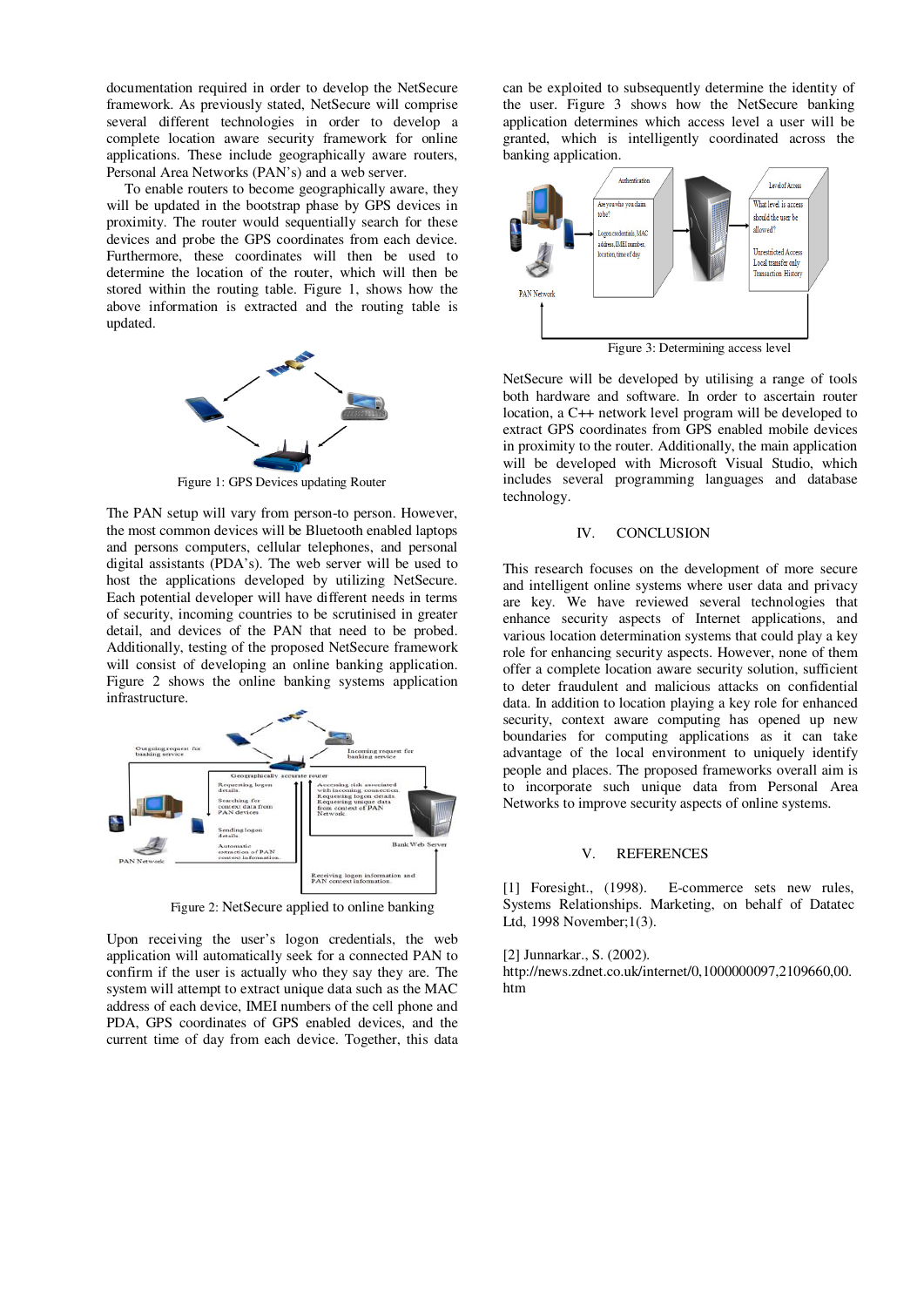documentation required in order to develop the NetSecure framework. As previously stated, NetSecure will comprise several different technologies in order to develop a complete location aware security framework for online applications. These include geographically aware routers, Personal Area Networks (PAN's) and a web server.

To enable routers to become geographically aware, they will be updated in the bootstrap phase by GPS devices in proximity. The router would sequentially search for these devices and probe the GPS coordinates from each device. Furthermore, these coordinates will then be used to determine the location of the router, which will then be stored within the routing table. Figure 1, shows how the above information is extracted and the routing table is updated.

Figure 1: GPS Devices updating Router

The PAN setup will vary from person-to person. However, the most common devices will be Bluetooth enabled laptops and persons computers, cellular telephones, and personal digital assistants (PDA's). The web server will be used to host the applications developed by utilizing NetSecure. Each potential developer will have different needs in terms of security, incoming countries to be scrutinised in greater detail, and devices of the PAN that need to be probed. Additionally, testing of the proposed NetSecure framework will consist of developing an online banking application. Figure 2 shows the online banking systems application infrastructure.

Figure 2: NetSecure applied to online banking

Upon receiving the user's logon credentials, the web application will automatically seek for a connected PAN to confirm if the user is actually who they say they are. The system will attempt to extract unique data such as the MAC address of each device, IMEI numbers of the cell phone and PDA, GPS coordinates of GPS enabled devices, and the current time of day from each device. Together, this data can be exploited to subsequently determine the identity of the user. Figure 3 shows how the NetSecure banking application determines which access level a user will be granted, which is intelligently coordinated across the banking application.

Figure 3: Determining access level

NetSecure will be developed by utilising a range of tools both hardware and software. In order to ascertain router location, a C++ network level program will be developed to extract GPS coordinates from GPS enabled mobile devices in proximity to the router. Additionally, the main application will be developed with Microsoft Visual Studio, which includes several programming languages and database technology.

## IV. CONCLUSION

This research focuses on the development of more secure and intelligent online systems where user data and privacy are key. We have reviewed several technologies that enhance security aspects of Internet applications, and various location determination systems that could play a key role for enhancing security aspects. However, none of them offer a complete location aware security solution, sufficient to deter fraudulent and malicious attacks on confidential data. In addition to location playing a key role for enhanced security, context aware computing has opened up new boundaries for computing applications as it can take advantage of the local environment to uniquely identify people and places. The proposed frameworks overall aim is to incorporate such unique data from Personal Area Networks to improve security aspects of online systems.

## V. REFERENCES

[1] Foresight., (1998). E-commerce sets new rules, Systems Relationships. Marketing, on behalf of Datatec Ltd, 1998 November;1(3).

[2] Junnarkar., S. (2002). http://news.zdnet.co.uk/internet/0,1000000097,2109660,00.htm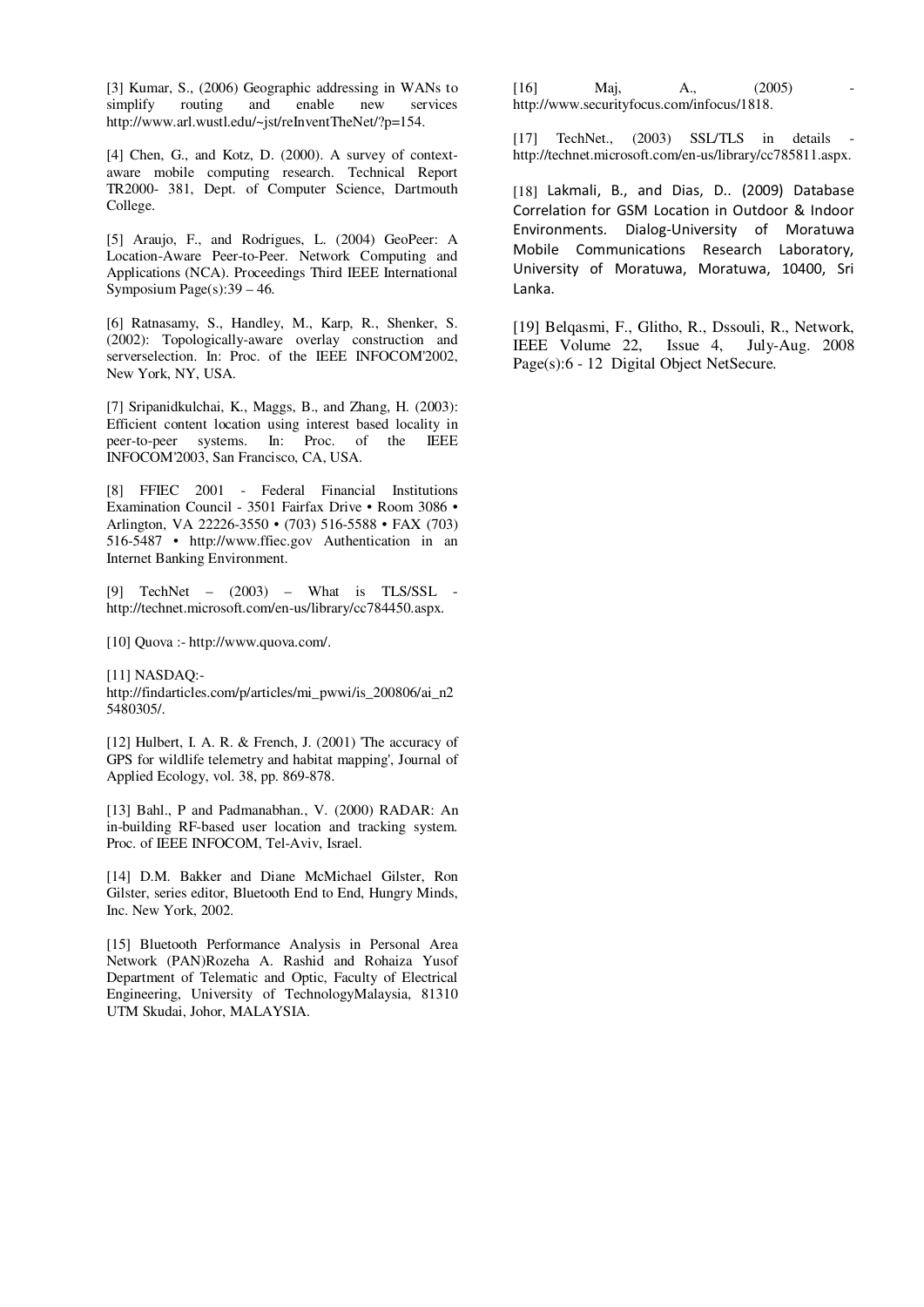[3] Kumar, S., (2006) Geographic addressing in WANs to simplify routing and enable new services http://www.arl.wustl.edu/~jst/reInventTheNet/?p=154.

[4] Chen, G., and Kotz, D. (2000). A survey of context-aware mobile computing research. Technical Report TR2000- 381, Dept. of Computer Science, Dartmouth College.

[5] Araujo, F., and Rodrigues, L. (2004) GeoPeer: A Location-Aware Peer-to-Peer. Network Computing and Applications (NCA). Proceedings Third IEEE International Symposium Page(s):39 – 46.

[6] Ratnasamy, S., Handley, M., Karp, R., Shenker, S. (2002): Topologically-aware overlay construction and serverselection. In: Proc. of the IEEE INFOCOM'2002, New York, NY, USA.

[7] Sripanidkulchai, K., Maggs, B., and Zhang, H. (2003): Efficient content location using interest based locality in peer-to-peer systems. In: Proc. of the IEEE INFOCOM'2003, San Francisco, CA, USA.

[8] FFIEC 2001 - Federal Financial Institutions Examination Council - 3501 Fairfax Drive • Room 3086 • Arlington, VA 22226-3550 • (703) 516-5588 • FAX (703) 516-5487 • http://www.ffiec.gov Authentication in an Internet Banking Environment.

[9] TechNet – (2003) – What is TLS/SSL - http://technet.microsoft.com/en-us/library/cc784450.aspx.

[10] Quova :- http://www.quova.com/.

[11] NASDAQ:- http://findarticles.com/p/articles/mi_pwwi/is_200806/ai_n25480305/.

[12] Hulbert, I. A. R. & French, J. (2001) 'The accuracy of GPS for wildlife telemetry and habitat mapping', Journal of Applied Ecology, vol. 38, pp. 869-878.

[13] Bahl., P and Padmanabhan., V. (2000) RADAR: An in-building RF-based user location and tracking system. Proc. of IEEE INFOCOM, Tel-Aviv, Israel.

[14] D.M. Bakker and Diane McMichael Gilster, Ron Gilster, series editor, Bluetooth End to End, Hungry Minds, Inc. New York, 2002.

[15] Bluetooth Performance Analysis in Personal Area Network (PAN)Rozeha A. Rashid and Rohaiza Yusof Department of Telematic and Optic, Faculty of Electrical Engineering, University of TechnologyMalaysia, 81310 UTM Skudai, Johor, MALAYSIA.

[16] Maj, A., (2005) - http://www.securityfocus.com/infocus/1818.

[17] TechNet., (2003) SSL/TLS in details - http://technet.microsoft.com/en-us/library/cc785811.aspx.

[18] Lakmali, B., and Dias, D.. (2009) Database Correlation for GSM Location in Outdoor & Indoor Environments. Dialog-University of Moratuwa Mobile Communications Research Laboratory, University of Moratuwa, Moratuwa, 10400, Sri Lanka.

[19] Belqasmi, F., Glitho, R., Dssouli, R., Network, IEEE Volume 22, Issue 4, July-Aug. 2008 Page(s):6 - 12 Digital Object NetSecure.